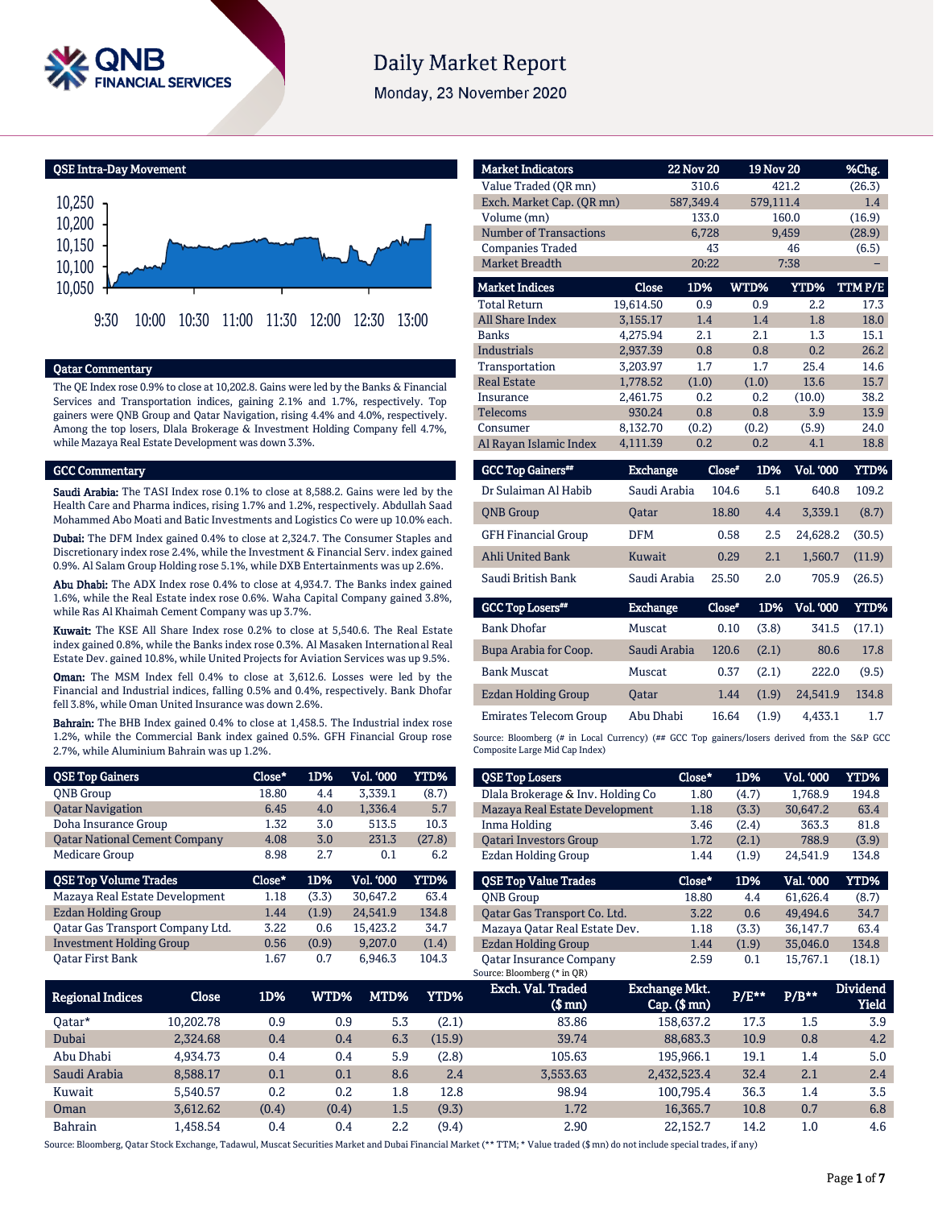# Daily Market Report

Monday, 23 November 2020

## QSE Intra-Day Movement

## Qatar Commentary

The QE Index rose 0.9% to close at 10,202.8. Gains were led by the Banks & Financial Services and Transportation indices, gaining 2.1% and 1.7%, respectively. Top gainers were QNB Group and Qatar Navigation, rising 4.4% and 4.0%, respectively. Among the top losers, Dlala Brokerage & Investment Holding Company fell 4.7%, while Mazaya Real Estate Development was down 3.3%.

## GCC Commentary

**Saudi Arabia:** The TASI Index rose 0.1% to close at 8,588.2. Gains were led by the Health Care and Pharma indices, rising 1.7% and 1.2%, respectively. Abdullah Saad Mohammed Abo Moati and Batic Investments and Logistics Co were up 10.0% each.

**Dubai:** The DFM Index gained 0.4% to close at 2,324.7. The Consumer Staples and Discretionary index rose 2.4%, while the Investment & Financial Serv. index gained 0.9%. Al Salam Group Holding rose 5.1%, while DXB Entertainments was up 2.6%.

**Abu Dhabi:** The ADX Index rose 0.4% to close at 4,934.7. The Banks index gained 1.6%, while the Real Estate index rose 0.6%. Waha Capital Company gained 3.8%, while Ras Al Khaimah Cement Company was up 3.7%.

**Kuwait:** The KSE All Share Index rose 0.2% to close at 5,540.6. The Real Estate index gained 0.8%, while the Banks index rose 0.3%. Al Masaken International Real Estate Dev. gained 10.8%, while United Projects for Aviation Services was up 9.5%.

**Oman:** The MSM Index fell 0.4% to close at 3,612.6. Losses were led by the Financial and Industrial indices, falling 0.5% and 0.4%, respectively. Bank Dhofar fell 3.8%, while Oman United Insurance was down 2.6%.

**Bahrain:** The BHB Index gained 0.4% to close at 1,458.5. The Industrial index rose 1.2%, while the Commercial Bank index gained 0.5%. GFH Financial Group rose 2.7%, while Aluminium Bahrain was up 1.2%.

| Market Indicators | 22 Nov 20 | 19 Nov 20 | %Chg. |
|---|---|---|---|
| Value Traded (QR mn) | 310.6 | 421.2 | (26.3) |
| Exch. Market Cap. (QR mn) | 587,349.4 | 579,111.4 | 1.4 |
| Volume (mn) | 133.0 | 160.0 | (16.9) |
| Number of Transactions | 6,728 | 9,459 | (28.9) |
| Companies Traded | 43 | 46 | (6.5) |
| Market Breadth | 20:22 | 7:38 | – |

| Market Indices | Close | 1D% | WTD% | YTD% | TTM P/E |
|---|---|---|---|---|---|
| Total Return | 19,614.50 | 0.9 | 0.9 | 2.2 | 17.3 |
| All Share Index | 3,155.17 | 1.4 | 1.4 | 1.8 | 18.0 |
| Banks | 4,275.94 | 2.1 | 2.1 | 1.3 | 15.1 |
| Industrials | 2,937.39 | 0.8 | 0.8 | 0.2 | 26.2 |
| Transportation | 3,203.97 | 1.7 | 1.7 | 25.4 | 14.6 |
| Real Estate | 1,778.52 | (1.0) | (1.0) | 13.6 | 15.7 |
| Insurance | 2,461.75 | 0.2 | 0.2 | (10.0) | 38.2 |
| Telecoms | 930.24 | 0.8 | 0.8 | 3.9 | 13.9 |
| Consumer | 8,132.70 | (0.2) | (0.2) | (5.9) | 24.0 |
| Al Rayan Islamic Index | 4,111.39 | 0.2 | 0.2 | 4.1 | 18.8 |

| GCC Top Gainers## | Exchange | Close# | 1D% | Vol. '000 | YTD% |
|---|---|---|---|---|---|
| Dr Sulaiman Al Habib | Saudi Arabia | 104.6 | 5.1 | 640.8 | 109.2 |
| QNB Group | Qatar | 18.80 | 4.4 | 3,339.1 | (8.7) |
| GFH Financial Group | DFM | 0.58 | 2.5 | 24,628.2 | (30.5) |
| Ahli United Bank | Kuwait | 0.29 | 2.1 | 1,560.7 | (11.9) |
| Saudi British Bank | Saudi Arabia | 25.50 | 2.0 | 705.9 | (26.5) |

| GCC Top Losers## | Exchange | Close# | 1D% | Vol. '000 | YTD% |
|---|---|---|---|---|---|
| Bank Dhofar | Muscat | 0.10 | (3.8) | 341.5 | (17.1) |
| Bupa Arabia for Coop. | Saudi Arabia | 120.6 | (2.1) | 80.6 | 17.8 |
| Bank Muscat | Muscat | 0.37 | (2.1) | 222.0 | (9.5) |
| Ezdan Holding Group | Qatar | 1.44 | (1.9) | 24,541.9 | 134.8 |
| Emirates Telecom Group | Abu Dhabi | 16.64 | (1.9) | 4,433.1 | 1.7 |

Source: Bloomberg (# in Local Currency) (## GCC Top gainers/losers derived from the S&P GCC Composite Large Mid Cap Index)

| QSE Top Gainers | Close* | 1D% | Vol. '000 | YTD% |
|---|---|---|---|---|
| QNB Group | 18.80 | 4.4 | 3,339.1 | (8.7) |
| Qatar Navigation | 6.45 | 4.0 | 1,336.4 | 5.7 |
| Doha Insurance Group | 1.32 | 3.0 | 513.5 | 10.3 |
| Qatar National Cement Company | 4.08 | 3.0 | 231.3 | (27.8) |
| Medicare Group | 8.98 | 2.7 | 0.1 | 6.2 |

| QSE Top Volume Trades | Close* | 1D% | Vol. '000 | YTD% |
|---|---|---|---|---|
| Mazaya Real Estate Development | 1.18 | (3.3) | 30,647.2 | 63.4 |
| Ezdan Holding Group | 1.44 | (1.9) | 24,541.9 | 134.8 |
| Qatar Gas Transport Company Ltd. | 3.22 | 0.6 | 15,423.2 | 34.7 |
| Investment Holding Group | 0.56 | (0.9) | 9,207.0 | (1.4) |
| Qatar First Bank | 1.67 | 0.7 | 6,946.3 | 104.3 |

| QSE Top Losers | Close* | 1D% | Vol. '000 | YTD% |
|---|---|---|---|---|
| Dlala Brokerage & Inv. Holding Co | 1.80 | (4.7) | 1,768.9 | 194.8 |
| Mazaya Real Estate Development | 1.18 | (3.3) | 30,647.2 | 63.4 |
| Inma Holding | 3.46 | (2.4) | 363.3 | 81.8 |
| Qatari Investors Group | 1.72 | (2.1) | 788.9 | (3.9) |
| Ezdan Holding Group | 1.44 | (1.9) | 24,541.9 | 134.8 |

| QSE Top Value Trades | Close* | 1D% | Val. '000 | YTD% |
|---|---|---|---|---|
| QNB Group | 18.80 | 4.4 | 61,626.4 | (8.7) |
| Qatar Gas Transport Co. Ltd. | 3.22 | 0.6 | 49,494.6 | 34.7 |
| Mazaya Qatar Real Estate Dev. | 1.18 | (3.3) | 36,147.7 | 63.4 |
| Ezdan Holding Group | 1.44 | (1.9) | 35,046.0 | 134.8 |
| Qatar Insurance Company | 2.59 | 0.1 | 15,767.1 | (18.1) |

Source: Bloomberg (* in QR)

| Regional Indices | Close | 1D% | WTD% | MTD% | YTD% | Exch. Val. Traded ($ mn) | Exchange Mkt. Cap. ($ mn) | P/E** | P/B** | Dividend Yield |
|---|---|---|---|---|---|---|---|---|---|---|
| Qatar* | 10,202.78 | 0.9 | 0.9 | 5.3 | (2.1) | 83.86 | 158,637.2 | 17.3 | 1.5 | 3.9 |
| Dubai | 2,324.68 | 0.4 | 0.4 | 6.3 | (15.9) | 39.74 | 88,683.3 | 10.9 | 0.8 | 4.2 |
| Abu Dhabi | 4,934.73 | 0.4 | 0.4 | 5.9 | (2.8) | 105.63 | 195,966.1 | 19.1 | 1.4 | 5.0 |
| Saudi Arabia | 8,588.17 | 0.1 | 0.1 | 8.6 | 2.4 | 3,553.63 | 2,432,523.4 | 32.4 | 2.1 | 2.4 |
| Kuwait | 5,540.57 | 0.2 | 0.2 | 1.8 | 12.8 | 98.94 | 100,795.4 | 36.3 | 1.4 | 3.5 |
| Oman | 3,612.62 | (0.4) | (0.4) | 1.5 | (9.3) | 1.72 | 16,365.7 | 10.8 | 0.7 | 6.8 |
| Bahrain | 1,458.54 | 0.4 | 0.4 | 2.2 | (9.4) | 2.90 | 22,152.7 | 14.2 | 1.0 | 4.6 |

Source: Bloomberg, Qatar Stock Exchange, Tadawul, Muscat Securities Market and Dubai Financial Market (** TTM; * Value traded ($ mn) do not include special trades, if any)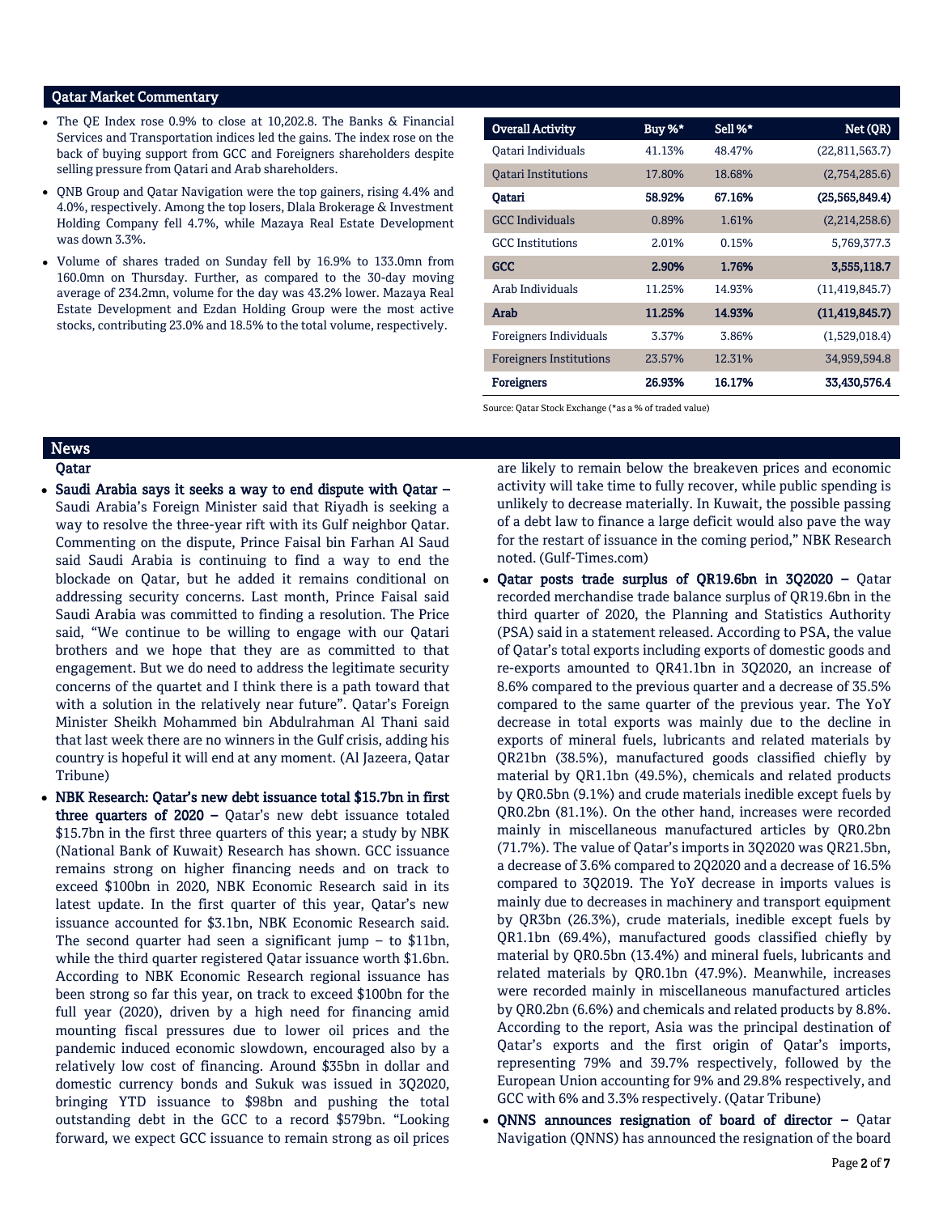## Qatar Market Commentary

- The QE Index rose 0.9% to close at 10,202.8. The Banks & Financial Services and Transportation indices led the gains. The index rose on the back of buying support from GCC and Foreigners shareholders despite selling pressure from Qatari and Arab shareholders.
- QNB Group and Qatar Navigation were the top gainers, rising 4.4% and 4.0%, respectively. Among the top losers, Dlala Brokerage & Investment Holding Company fell 4.7%, while Mazaya Real Estate Development was down 3.3%.
- Volume of shares traded on Sunday fell by 16.9% to 133.0mn from 160.0mn on Thursday. Further, as compared to the 30-day moving average of 234.2mn, volume for the day was 43.2% lower. Mazaya Real Estate Development and Ezdan Holding Group were the most active stocks, contributing 23.0% and 18.5% to the total volume, respectively.

| Overall Activity | Buy %* | Sell %* | Net (QR) |
|---|---|---|---|
| Qatari Individuals | 41.13% | 48.47% | (22,811,563.7) |
| Qatari Institutions | 17.80% | 18.68% | (2,754,285.6) |
| **Qatari** | **58.92%** | **67.16%** | **(25,565,849.4)** |
| GCC Individuals | 0.89% | 1.61% | (2,214,258.6) |
| GCC Institutions | 2.01% | 0.15% | 5,769,377.3 |
| **GCC** | **2.90%** | **1.76%** | **3,555,118.7** |
| Arab Individuals | 11.25% | 14.93% | (11,419,845.7) |
| **Arab** | **11.25%** | **14.93%** | **(11,419,845.7)** |
| Foreigners Individuals | 3.37% | 3.86% | (1,529,018.4) |
| Foreigners Institutions | 23.57% | 12.31% | 34,959,594.8 |
| **Foreigners** | **26.93%** | **16.17%** | **33,430,576.4** |

Source: Qatar Stock Exchange (*as a % of traded value)

## News

### Qatar

- **Saudi Arabia says it seeks a way to end dispute with Qatar –** Saudi Arabia's Foreign Minister said that Riyadh is seeking a way to resolve the three-year rift with its Gulf neighbor Qatar. Commenting on the dispute, Prince Faisal bin Farhan Al Saud said Saudi Arabia is continuing to find a way to end the blockade on Qatar, but he added it remains conditional on addressing security concerns. Last month, Prince Faisal said Saudi Arabia was committed to finding a resolution. The Price said, "We continue to be willing to engage with our Qatari brothers and we hope that they are as committed to that engagement. But we do need to address the legitimate security concerns of the quartet and I think there is a path toward that with a solution in the relatively near future". Qatar's Foreign Minister Sheikh Mohammed bin Abdulrahman Al Thani said that last week there are no winners in the Gulf crisis, adding his country is hopeful it will end at any moment. (Al Jazeera, Qatar Tribune)
- **NBK Research: Qatar's new debt issuance total $15.7bn in first three quarters of 2020 –** Qatar's new debt issuance totaled $15.7bn in the first three quarters of this year; a study by NBK (National Bank of Kuwait) Research has shown. GCC issuance remains strong on higher financing needs and on track to exceed $100bn in 2020, NBK Economic Research said in its latest update. In the first quarter of this year, Qatar's new issuance accounted for $3.1bn, NBK Economic Research said. The second quarter had seen a significant jump – to $11bn, while the third quarter registered Qatar issuance worth $1.6bn. According to NBK Economic Research regional issuance has been strong so far this year, on track to exceed $100bn for the full year (2020), driven by a high need for financing amid mounting fiscal pressures due to lower oil prices and the pandemic induced economic slowdown, encouraged also by a relatively low cost of financing. Around $35bn in dollar and domestic currency bonds and Sukuk was issued in 3Q2020, bringing YTD issuance to $98bn and pushing the total outstanding debt in the GCC to a record $579bn. "Looking forward, we expect GCC issuance to remain strong as oil prices are likely to remain below the breakeven prices and economic activity will take time to fully recover, while public spending is unlikely to decrease materially. In Kuwait, the possible passing of a debt law to finance a large deficit would also pave the way for the restart of issuance in the coming period," NBK Research noted. (Gulf-Times.com)
- **Qatar posts trade surplus of QR19.6bn in 3Q2020 –** Qatar recorded merchandise trade balance surplus of QR19.6bn in the third quarter of 2020, the Planning and Statistics Authority (PSA) said in a statement released. According to PSA, the value of Qatar's total exports including exports of domestic goods and re-exports amounted to QR41.1bn in 3Q2020, an increase of 8.6% compared to the previous quarter and a decrease of 35.5% compared to the same quarter of the previous year. The YoY decrease in total exports was mainly due to the decline in exports of mineral fuels, lubricants and related materials by QR21bn (38.5%), manufactured goods classified chiefly by material by QR1.1bn (49.5%), chemicals and related products by QR0.5bn (9.1%) and crude materials inedible except fuels by QR0.2bn (81.1%). On the other hand, increases were recorded mainly in miscellaneous manufactured articles by QR0.2bn (71.7%). The value of Qatar's imports in 3Q2020 was QR21.5bn, a decrease of 3.6% compared to 2Q2020 and a decrease of 16.5% compared to 3Q2019. The YoY decrease in imports values is mainly due to decreases in machinery and transport equipment by QR3bn (26.3%), crude materials, inedible except fuels by QR1.1bn (69.4%), manufactured goods classified chiefly by material by QR0.5bn (13.4%) and mineral fuels, lubricants and related materials by QR0.1bn (47.9%). Meanwhile, increases were recorded mainly in miscellaneous manufactured articles by QR0.2bn (6.6%) and chemicals and related products by 8.8%. According to the report, Asia was the principal destination of Qatar's exports and the first origin of Qatar's imports, representing 79% and 39.7% respectively, followed by the European Union accounting for 9% and 29.8% respectively, and GCC with 6% and 3.3% respectively. (Qatar Tribune)
- **QNNS announces resignation of board of director –** Qatar Navigation (QNNS) has announced the resignation of the board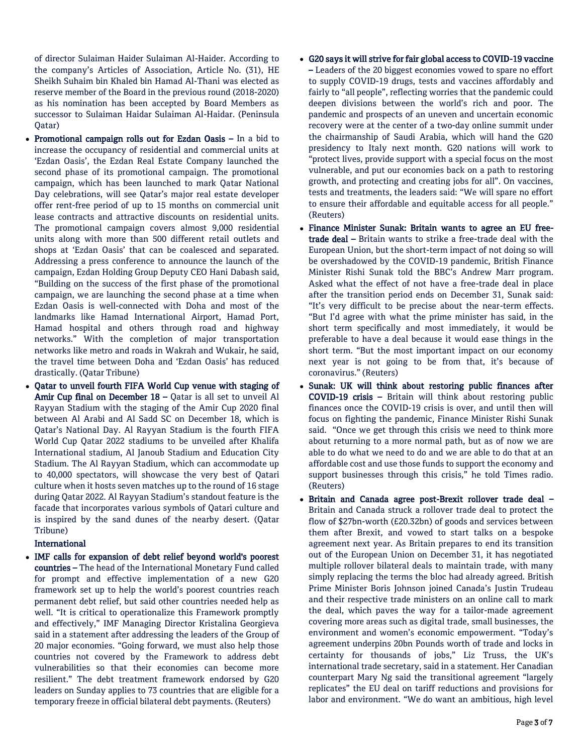of director Sulaiman Haider Sulaiman Al-Haider. According to the company's Articles of Association, Article No. (31), HE Sheikh Suhaim bin Khaled bin Hamad Al-Thani was elected as reserve member of the Board in the previous round (2018-2020) as his nomination has been accepted by Board Members as successor to Sulaiman Haidar Sulaiman Al-Haidar. (Peninsula Qatar)

- **Promotional campaign rolls out for Ezdan Oasis –** In a bid to increase the occupancy of residential and commercial units at 'Ezdan Oasis', the Ezdan Real Estate Company launched the second phase of its promotional campaign. The promotional campaign, which has been launched to mark Qatar National Day celebrations, will see Qatar's major real estate developer offer rent-free period of up to 15 months on commercial unit lease contracts and attractive discounts on residential units. The promotional campaign covers almost 9,000 residential units along with more than 500 different retail outlets and shops at 'Ezdan Oasis' that can be coalesced and separated. Addressing a press conference to announce the launch of the campaign, Ezdan Holding Group Deputy CEO Hani Dabash said, "Building on the success of the first phase of the promotional campaign, we are launching the second phase at a time when Ezdan Oasis is well-connected with Doha and most of the landmarks like Hamad International Airport, Hamad Port, Hamad hospital and others through road and highway networks." With the completion of major transportation networks like metro and roads in Wakrah and Wukair, he said, the travel time between Doha and 'Ezdan Oasis' has reduced drastically. (Qatar Tribune)
- **Qatar to unveil fourth FIFA World Cup venue with staging of Amir Cup final on December 18 –** Qatar is all set to unveil Al Rayyan Stadium with the staging of the Amir Cup 2020 final between Al Arabi and Al Sadd SC on December 18, which is Qatar's National Day. Al Rayyan Stadium is the fourth FIFA World Cup Qatar 2022 stadiums to be unveiled after Khalifa International stadium, Al Janoub Stadium and Education City Stadium. The Al Rayyan Stadium, which can accommodate up to 40,000 spectators, will showcase the very best of Qatari culture when it hosts seven matches up to the round of 16 stage during Qatar 2022. Al Rayyan Stadium's standout feature is the facade that incorporates various symbols of Qatari culture and is inspired by the sand dunes of the nearby desert. (Qatar Tribune)

## International

- **IMF calls for expansion of debt relief beyond world's poorest countries –** The head of the International Monetary Fund called for prompt and effective implementation of a new G20 framework set up to help the world's poorest countries reach permanent debt relief, but said other countries needed help as well. "It is critical to operationalize this Framework promptly and effectively," IMF Managing Director Kristalina Georgieva said in a statement after addressing the leaders of the Group of 20 major economies. "Going forward, we must also help those countries not covered by the Framework to address debt vulnerabilities so that their economies can become more resilient." The debt treatment framework endorsed by G20 leaders on Sunday applies to 73 countries that are eligible for a temporary freeze in official bilateral debt payments. (Reuters)
- **G20 says it will strive for fair global access to COVID-19 vaccine –** Leaders of the 20 biggest economies vowed to spare no effort to supply COVID-19 drugs, tests and vaccines affordably and fairly to "all people", reflecting worries that the pandemic could deepen divisions between the world's rich and poor. The pandemic and prospects of an uneven and uncertain economic recovery were at the center of a two-day online summit under the chairmanship of Saudi Arabia, which will hand the G20 presidency to Italy next month. G20 nations will work to "protect lives, provide support with a special focus on the most vulnerable, and put our economies back on a path to restoring growth, and protecting and creating jobs for all". On vaccines, tests and treatments, the leaders said: "We will spare no effort to ensure their affordable and equitable access for all people." (Reuters)
- **Finance Minister Sunak: Britain wants to agree an EU free-trade deal –** Britain wants to strike a free-trade deal with the European Union, but the short-term impact of not doing so will be overshadowed by the COVID-19 pandemic, British Finance Minister Rishi Sunak told the BBC's Andrew Marr program. Asked what the effect of not have a free-trade deal in place after the transition period ends on December 31, Sunak said: "It's very difficult to be precise about the near-term effects. "But I'd agree with what the prime minister has said, in the short term specifically and most immediately, it would be preferable to have a deal because it would ease things in the short term. "But the most important impact on our economy next year is not going to be from that, it's because of coronavirus." (Reuters)
- **Sunak: UK will think about restoring public finances after COVID-19 crisis –** Britain will think about restoring public finances once the COVID-19 crisis is over, and until then will focus on fighting the pandemic, Finance Minister Rishi Sunak said. "Once we get through this crisis we need to think more about returning to a more normal path, but as of now we are able to do what we need to do and we are able to do that at an affordable cost and use those funds to support the economy and support businesses through this crisis," he told Times radio. (Reuters)
- **Britain and Canada agree post-Brexit rollover trade deal –** Britain and Canada struck a rollover trade deal to protect the flow of $27bn-worth (£20.32bn) of goods and services between them after Brexit, and vowed to start talks on a bespoke agreement next year. As Britain prepares to end its transition out of the European Union on December 31, it has negotiated multiple rollover bilateral deals to maintain trade, with many simply replacing the terms the bloc had already agreed. British Prime Minister Boris Johnson joined Canada's Justin Trudeau and their respective trade ministers on an online call to mark the deal, which paves the way for a tailor-made agreement covering more areas such as digital trade, small businesses, the environment and women's economic empowerment. "Today's agreement underpins 20bn Pounds worth of trade and locks in certainty for thousands of jobs," Liz Truss, the UK's international trade secretary, said in a statement. Her Canadian counterpart Mary Ng said the transitional agreement "largely replicates" the EU deal on tariff reductions and provisions for labor and environment. "We do want an ambitious, high level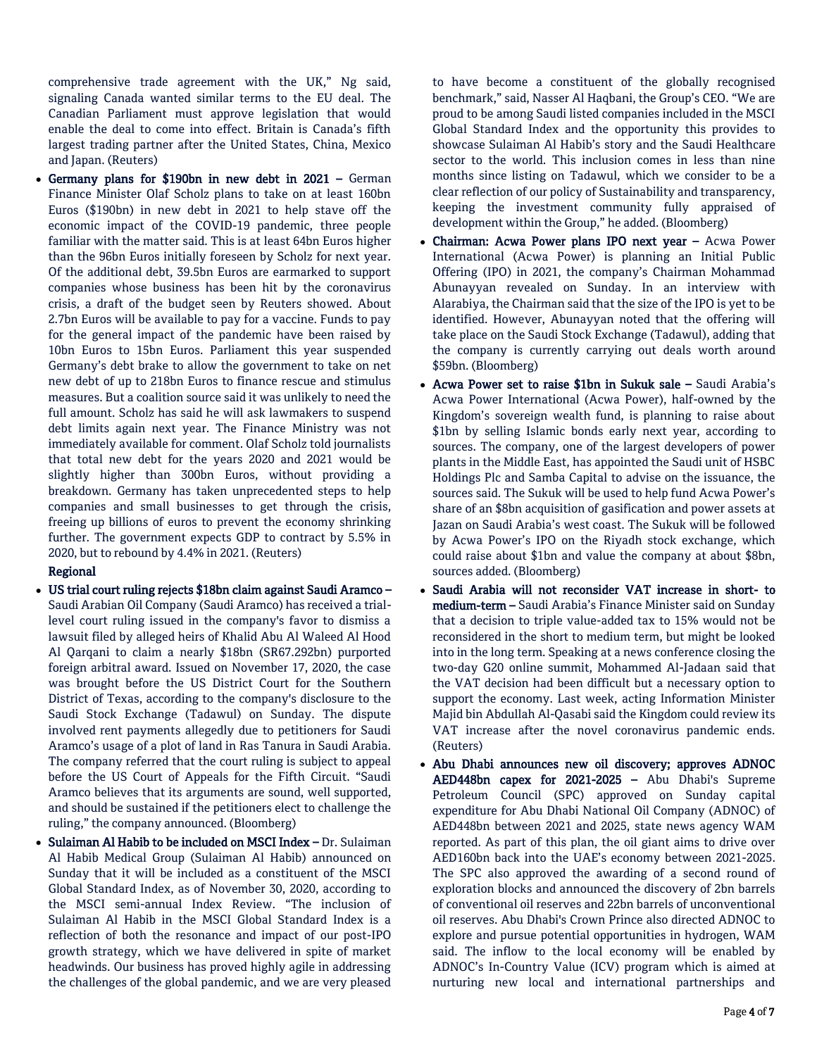comprehensive trade agreement with the UK," Ng said, signaling Canada wanted similar terms to the EU deal. The Canadian Parliament must approve legislation that would enable the deal to come into effect. Britain is Canada's fifth largest trading partner after the United States, China, Mexico and Japan. (Reuters)

- **Germany plans for $190bn in new debt in 2021 –** German Finance Minister Olaf Scholz plans to take on at least 160bn Euros ($190bn) in new debt in 2021 to help stave off the economic impact of the COVID-19 pandemic, three people familiar with the matter said. This is at least 64bn Euros higher than the 96bn Euros initially foreseen by Scholz for next year. Of the additional debt, 39.5bn Euros are earmarked to support companies whose business has been hit by the coronavirus crisis, a draft of the budget seen by Reuters showed. About 2.7bn Euros will be available to pay for a vaccine. Funds to pay for the general impact of the pandemic have been raised by 10bn Euros to 15bn Euros. Parliament this year suspended Germany's debt brake to allow the government to take on net new debt of up to 218bn Euros to finance rescue and stimulus measures. But a coalition source said it was unlikely to need the full amount. Scholz has said he will ask lawmakers to suspend debt limits again next year. The Finance Ministry was not immediately available for comment. Olaf Scholz told journalists that total new debt for the years 2020 and 2021 would be slightly higher than 300bn Euros, without providing a breakdown. Germany has taken unprecedented steps to help companies and small businesses to get through the crisis, freeing up billions of euros to prevent the economy shrinking further. The government expects GDP to contract by 5.5% in 2020, but to rebound by 4.4% in 2021. (Reuters)

**Regional**

- **US trial court ruling rejects $18bn claim against Saudi Aramco –** Saudi Arabian Oil Company (Saudi Aramco) has received a trial-level court ruling issued in the company's favor to dismiss a lawsuit filed by alleged heirs of Khalid Abu Al Waleed Al Hood Al Qarqani to claim a nearly $18bn (SR67.292bn) purported foreign arbitral award. Issued on November 17, 2020, the case was brought before the US District Court for the Southern District of Texas, according to the company's disclosure to the Saudi Stock Exchange (Tadawul) on Sunday. The dispute involved rent payments allegedly due to petitioners for Saudi Aramco's usage of a plot of land in Ras Tanura in Saudi Arabia. The company referred that the court ruling is subject to appeal before the US Court of Appeals for the Fifth Circuit. "Saudi Aramco believes that its arguments are sound, well supported, and should be sustained if the petitioners elect to challenge the ruling," the company announced. (Bloomberg)
- **Sulaiman Al Habib to be included on MSCI Index –** Dr. Sulaiman Al Habib Medical Group (Sulaiman Al Habib) announced on Sunday that it will be included as a constituent of the MSCI Global Standard Index, as of November 30, 2020, according to the MSCI semi-annual Index Review. "The inclusion of Sulaiman Al Habib in the MSCI Global Standard Index is a reflection of both the resonance and impact of our post-IPO growth strategy, which we have delivered in spite of market headwinds. Our business has proved highly agile in addressing the challenges of the global pandemic, and we are very pleased to have become a constituent of the globally recognised benchmark," said, Nasser Al Haqbani, the Group's CEO. "We are proud to be among Saudi listed companies included in the MSCI Global Standard Index and the opportunity this provides to showcase Sulaiman Al Habib's story and the Saudi Healthcare sector to the world. This inclusion comes in less than nine months since listing on Tadawul, which we consider to be a clear reflection of our policy of Sustainability and transparency, keeping the investment community fully appraised of development within the Group," he added. (Bloomberg)
- **Chairman: Acwa Power plans IPO next year –** Acwa Power International (Acwa Power) is planning an Initial Public Offering (IPO) in 2021, the company's Chairman Mohammad Abunayyan revealed on Sunday. In an interview with Alarabiya, the Chairman said that the size of the IPO is yet to be identified. However, Abunayyan noted that the offering will take place on the Saudi Stock Exchange (Tadawul), adding that the company is currently carrying out deals worth around $59bn. (Bloomberg)
- **Acwa Power set to raise $1bn in Sukuk sale –** Saudi Arabia's Acwa Power International (Acwa Power), half-owned by the Kingdom's sovereign wealth fund, is planning to raise about $1bn by selling Islamic bonds early next year, according to sources. The company, one of the largest developers of power plants in the Middle East, has appointed the Saudi unit of HSBC Holdings Plc and Samba Capital to advise on the issuance, the sources said. The Sukuk will be used to help fund Acwa Power's share of an $8bn acquisition of gasification and power assets at Jazan on Saudi Arabia's west coast. The Sukuk will be followed by Acwa Power's IPO on the Riyadh stock exchange, which could raise about $1bn and value the company at about $8bn, sources added. (Bloomberg)
- **Saudi Arabia will not reconsider VAT increase in short- to medium-term –** Saudi Arabia's Finance Minister said on Sunday that a decision to triple value-added tax to 15% would not be reconsidered in the short to medium term, but might be looked into in the long term. Speaking at a news conference closing the two-day G20 online summit, Mohammed Al-Jadaan said that the VAT decision had been difficult but a necessary option to support the economy. Last week, acting Information Minister Majid bin Abdullah Al-Qasabi said the Kingdom could review its VAT increase after the novel coronavirus pandemic ends. (Reuters)
- **Abu Dhabi announces new oil discovery; approves ADNOC AED448bn capex for 2021-2025 –** Abu Dhabi's Supreme Petroleum Council (SPC) approved on Sunday capital expenditure for Abu Dhabi National Oil Company (ADNOC) of AED448bn between 2021 and 2025, state news agency WAM reported. As part of this plan, the oil giant aims to drive over AED160bn back into the UAE's economy between 2021-2025. The SPC also approved the awarding of a second round of exploration blocks and announced the discovery of 2bn barrels of conventional oil reserves and 22bn barrels of unconventional oil reserves. Abu Dhabi's Crown Prince also directed ADNOC to explore and pursue potential opportunities in hydrogen, WAM said. The inflow to the local economy will be enabled by ADNOC's In-Country Value (ICV) program which is aimed at nurturing new local and international partnerships and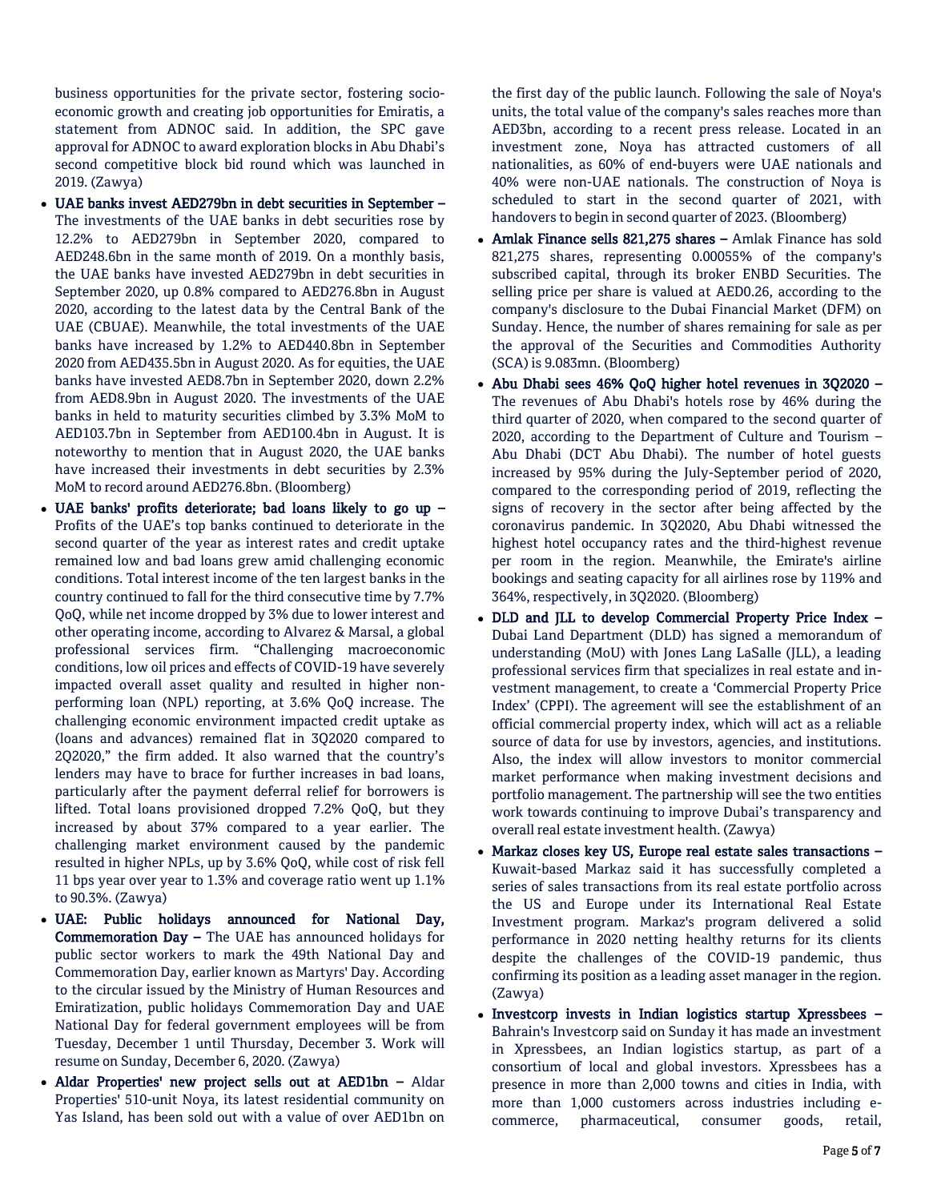business opportunities for the private sector, fostering socio-economic growth and creating job opportunities for Emiratis, a statement from ADNOC said. In addition, the SPC gave approval for ADNOC to award exploration blocks in Abu Dhabi's second competitive block bid round which was launched in 2019. (Zawya)

- **UAE banks invest AED279bn in debt securities in September –** The investments of the UAE banks in debt securities rose by 12.2% to AED279bn in September 2020, compared to AED248.6bn in the same month of 2019. On a monthly basis, the UAE banks have invested AED279bn in debt securities in September 2020, up 0.8% compared to AED276.8bn in August 2020, according to the latest data by the Central Bank of the UAE (CBUAE). Meanwhile, the total investments of the UAE banks have increased by 1.2% to AED440.8bn in September 2020 from AED435.5bn in August 2020. As for equities, the UAE banks have invested AED8.7bn in September 2020, down 2.2% from AED8.9bn in August 2020. The investments of the UAE banks in held to maturity securities climbed by 3.3% MoM to AED103.7bn in September from AED100.4bn in August. It is noteworthy to mention that in August 2020, the UAE banks have increased their investments in debt securities by 2.3% MoM to record around AED276.8bn. (Bloomberg)
- **UAE banks' profits deteriorate; bad loans likely to go up –** Profits of the UAE's top banks continued to deteriorate in the second quarter of the year as interest rates and credit uptake remained low and bad loans grew amid challenging economic conditions. Total interest income of the ten largest banks in the country continued to fall for the third consecutive time by 7.7% QoQ, while net income dropped by 3% due to lower interest and other operating income, according to Alvarez & Marsal, a global professional services firm. "Challenging macroeconomic conditions, low oil prices and effects of COVID-19 have severely impacted overall asset quality and resulted in higher non-performing loan (NPL) reporting, at 3.6% QoQ increase. The challenging economic environment impacted credit uptake as (loans and advances) remained flat in 3Q2020 compared to 2Q2020," the firm added. It also warned that the country's lenders may have to brace for further increases in bad loans, particularly after the payment deferral relief for borrowers is lifted. Total loans provisioned dropped 7.2% QoQ, but they increased by about 37% compared to a year earlier. The challenging market environment caused by the pandemic resulted in higher NPLs, up by 3.6% QoQ, while cost of risk fell 11 bps year over year to 1.3% and coverage ratio went up 1.1% to 90.3%. (Zawya)
- **UAE: Public holidays announced for National Day, Commemoration Day –** The UAE has announced holidays for public sector workers to mark the 49th National Day and Commemoration Day, earlier known as Martyrs' Day. According to the circular issued by the Ministry of Human Resources and Emiratization, public holidays Commemoration Day and UAE National Day for federal government employees will be from Tuesday, December 1 until Thursday, December 3. Work will resume on Sunday, December 6, 2020. (Zawya)
- **Aldar Properties' new project sells out at AED1bn –** Aldar Properties' 510-unit Noya, its latest residential community on Yas Island, has been sold out with a value of over AED1bn on the first day of the public launch. Following the sale of Noya's units, the total value of the company's sales reaches more than AED3bn, according to a recent press release. Located in an investment zone, Noya has attracted customers of all nationalities, as 60% of end-buyers were UAE nationals and 40% were non-UAE nationals. The construction of Noya is scheduled to start in the second quarter of 2021, with handovers to begin in second quarter of 2023. (Bloomberg)
- **Amlak Finance sells 821,275 shares –** Amlak Finance has sold 821,275 shares, representing 0.00055% of the company's subscribed capital, through its broker ENBD Securities. The selling price per share is valued at AED0.26, according to the company's disclosure to the Dubai Financial Market (DFM) on Sunday. Hence, the number of shares remaining for sale as per the approval of the Securities and Commodities Authority (SCA) is 9.083mn. (Bloomberg)
- **Abu Dhabi sees 46% QoQ higher hotel revenues in 3Q2020 –** The revenues of Abu Dhabi's hotels rose by 46% during the third quarter of 2020, when compared to the second quarter of 2020, according to the Department of Culture and Tourism – Abu Dhabi (DCT Abu Dhabi). The number of hotel guests increased by 95% during the July-September period of 2020, compared to the corresponding period of 2019, reflecting the signs of recovery in the sector after being affected by the coronavirus pandemic. In 3Q2020, Abu Dhabi witnessed the highest hotel occupancy rates and the third-highest revenue per room in the region. Meanwhile, the Emirate's airline bookings and seating capacity for all airlines rose by 119% and 364%, respectively, in 3Q2020. (Bloomberg)
- **DLD and JLL to develop Commercial Property Price Index –** Dubai Land Department (DLD) has signed a memorandum of understanding (MoU) with Jones Lang LaSalle (JLL), a leading professional services firm that specializes in real estate and investment management, to create a 'Commercial Property Price Index' (CPPI). The agreement will see the establishment of an official commercial property index, which will act as a reliable source of data for use by investors, agencies, and institutions. Also, the index will allow investors to monitor commercial market performance when making investment decisions and portfolio management. The partnership will see the two entities work towards continuing to improve Dubai's transparency and overall real estate investment health. (Zawya)
- **Markaz closes key US, Europe real estate sales transactions –** Kuwait-based Markaz said it has successfully completed a series of sales transactions from its real estate portfolio across the US and Europe under its International Real Estate Investment program. Markaz's program delivered a solid performance in 2020 netting healthy returns for its clients despite the challenges of the COVID-19 pandemic, thus confirming its position as a leading asset manager in the region. (Zawya)
- **Investcorp invests in Indian logistics startup Xpressbees –** Bahrain's Investcorp said on Sunday it has made an investment in Xpressbees, an Indian logistics startup, as part of a consortium of local and global investors. Xpressbees has a presence in more than 2,000 towns and cities in India, with more than 1,000 customers across industries including e-commerce, pharmaceutical, consumer goods, retail,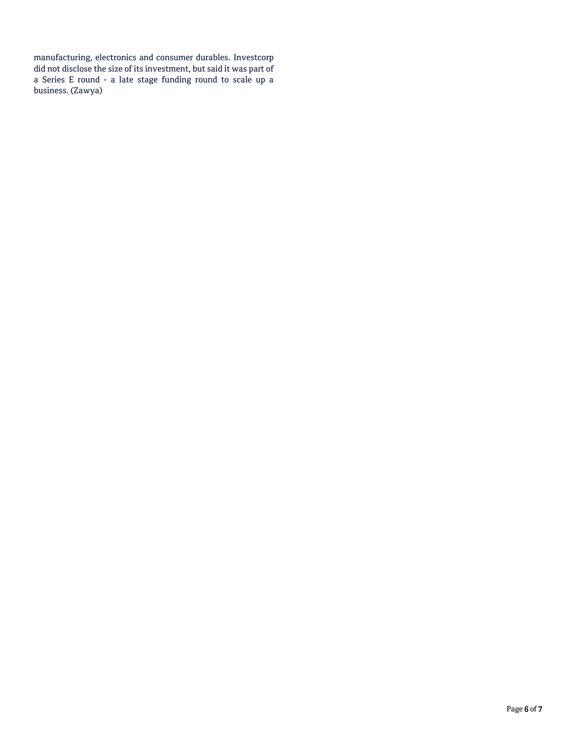manufacturing, electronics and consumer durables. Investcorp did not disclose the size of its investment, but said it was part of a Series E round - a late stage funding round to scale up a business. (Zawya)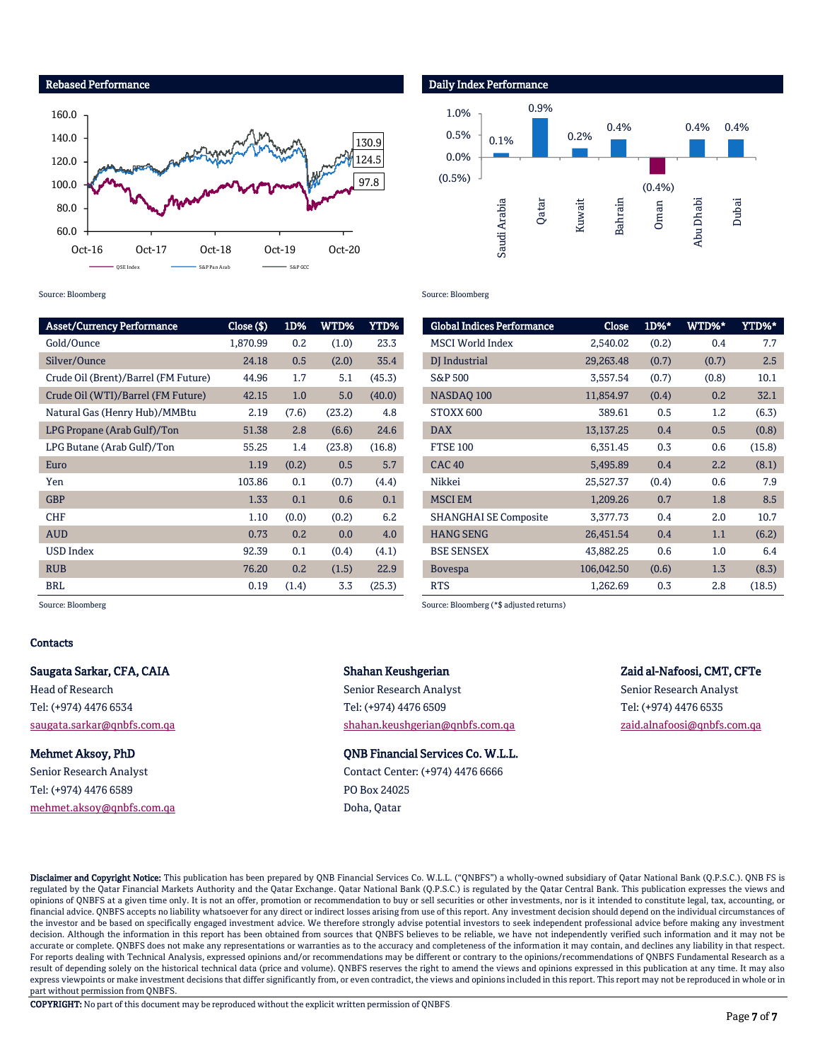### Rebased Performance

160.0
140.0
120.0
100.0
80.0
60.0

Oct-16
Oct-17
Oct-18
Oct-19
Oct-20

130.9
124.5
97.8

QSE Index
S&P Pan Arab
S&P GCC

Source: Bloomberg

### Daily Index Performance

1.0%
0.5%
0.0%
(0.5%)

0.1%
0.9%
0.2%
0.4%
(0.4%)
0.4%
0.4%

Saudi Arabia
Qatar
Kuwait
Bahrain
Oman
Abu Dhabi
Dubai

Source: Bloomberg

| Asset/Currency Performance | Close ($) | 1D% | WTD% | YTD% |
|---|---|---|---|---|
| Gold/Ounce | 1,870.99 | 0.2 | (1.0) | 23.3 |
| Silver/Ounce | 24.18 | 0.5 | (2.0) | 35.4 |
| Crude Oil (Brent)/Barrel (FM Future) | 44.96 | 1.7 | 5.1 | (45.3) |
| Crude Oil (WTI)/Barrel (FM Future) | 42.15 | 1.0 | 5.0 | (40.0) |
| Natural Gas (Henry Hub)/MMBtu | 2.19 | (7.6) | (23.2) | 4.8 |
| LPG Propane (Arab Gulf)/Ton | 51.38 | 2.8 | (6.6) | 24.6 |
| LPG Butane (Arab Gulf)/Ton | 55.25 | 1.4 | (23.8) | (16.8) |
| Euro | 1.19 | (0.2) | 0.5 | 5.7 |
| Yen | 103.86 | 0.1 | (0.7) | (4.4) |
| GBP | 1.33 | 0.1 | 0.6 | 0.1 |
| CHF | 1.10 | (0.0) | (0.2) | 6.2 |
| AUD | 0.73 | 0.2 | 0.0 | 4.0 |
| USD Index | 92.39 | 0.1 | (0.4) | (4.1) |
| RUB | 76.20 | 0.2 | (1.5) | 22.9 |
| BRL | 0.19 | (1.4) | 3.3 | (25.3) |

Source: Bloomberg

| Global Indices Performance | Close | 1D%* | WTD%* | YTD%* |
|---|---|---|---|---|
| MSCI World Index | 2,540.02 | (0.2) | 0.4 | 7.7 |
| DJ Industrial | 29,263.48 | (0.7) | (0.7) | 2.5 |
| S&P 500 | 3,557.54 | (0.7) | (0.8) | 10.1 |
| NASDAQ 100 | 11,854.97 | (0.4) | 0.2 | 32.1 |
| STOXX 600 | 389.61 | 0.5 | 1.2 | (6.3) |
| DAX | 13,137.25 | 0.4 | 0.5 | (0.8) |
| FTSE 100 | 6,351.45 | 0.3 | 0.6 | (15.8) |
| CAC 40 | 5,495.89 | 0.4 | 2.2 | (8.1) |
| Nikkei | 25,527.37 | (0.4) | 0.6 | 7.9 |
| MSCI EM | 1,209.26 | 0.7 | 1.8 | 8.5 |
| SHANGHAI SE Composite | 3,377.73 | 0.4 | 2.0 | 10.7 |
| HANG SENG | 26,451.54 | 0.4 | 1.1 | (6.2) |
| BSE SENSEX | 43,882.25 | 0.6 | 1.0 | 6.4 |
| Bovespa | 106,042.50 | (0.6) | 1.3 | (8.3) |
| RTS | 1,262.69 | 0.3 | 2.8 | (18.5) |

Source: Bloomberg (*$ adjusted returns)

### Contacts

**Saugata Sarkar, CFA, CAIA**
Head of Research
Tel: (+974) 4476 6534
saugata.sarkar@qnbfs.com.qa

**Shahan Keushgerian**
Senior Research Analyst
Tel: (+974) 4476 6509
shahan.keushgerian@qnbfs.com.qa

**Zaid al-Nafoosi, CMT, CFTe**
Senior Research Analyst
Tel: (+974) 4476 6535
zaid.alnafoosi@qnbfs.com.qa

**Mehmet Aksoy, PhD**
Senior Research Analyst
Tel: (+974) 4476 6589
mehmet.aksoy@qnbfs.com.qa

**QNB Financial Services Co. W.L.L.**
Contact Center: (+974) 4476 6666
PO Box 24025
Doha, Qatar

**Disclaimer and Copyright Notice:** This publication has been prepared by QNB Financial Services Co. W.L.L. ("QNBFS") a wholly-owned subsidiary of Qatar National Bank (Q.P.S.C.). QNB FS is regulated by the Qatar Financial Markets Authority and the Qatar Exchange. Qatar National Bank (Q.P.S.C.) is regulated by the Qatar Central Bank. This publication expresses the views and opinions of QNBFS at a given time only. It is not an offer, promotion or recommendation to buy or sell securities or other investments, nor is it intended to constitute legal, tax, accounting, or financial advice. QNBFS accepts no liability whatsoever for any direct or indirect losses arising from use of this report. Any investment decision should depend on the individual circumstances of the investor and be based on specifically engaged investment advice. We therefore strongly advise potential investors to seek independent professional advice before making any investment decision. Although the information in this report has been obtained from sources that QNBFS believes to be reliable, we have not independently verified such information and it may not be accurate or complete. QNBFS does not make any representations or warranties as to the accuracy and completeness of the information it may contain, and declines any liability in that respect. For reports dealing with Technical Analysis, expressed opinions and/or recommendations may be different or contrary to the opinions/recommendations of QNBFS Fundamental Research as a result of depending solely on the historical technical data (price and volume). QNBFS reserves the right to amend the views and opinions expressed in this publication at any time. It may also express viewpoints or make investment decisions that differ significantly from, or even contradict, the views and opinions included in this report. This report may not be reproduced in whole or in part without permission from QNBFS.

**COPYRIGHT:** No part of this document may be reproduced without the explicit written permission of QNBFS